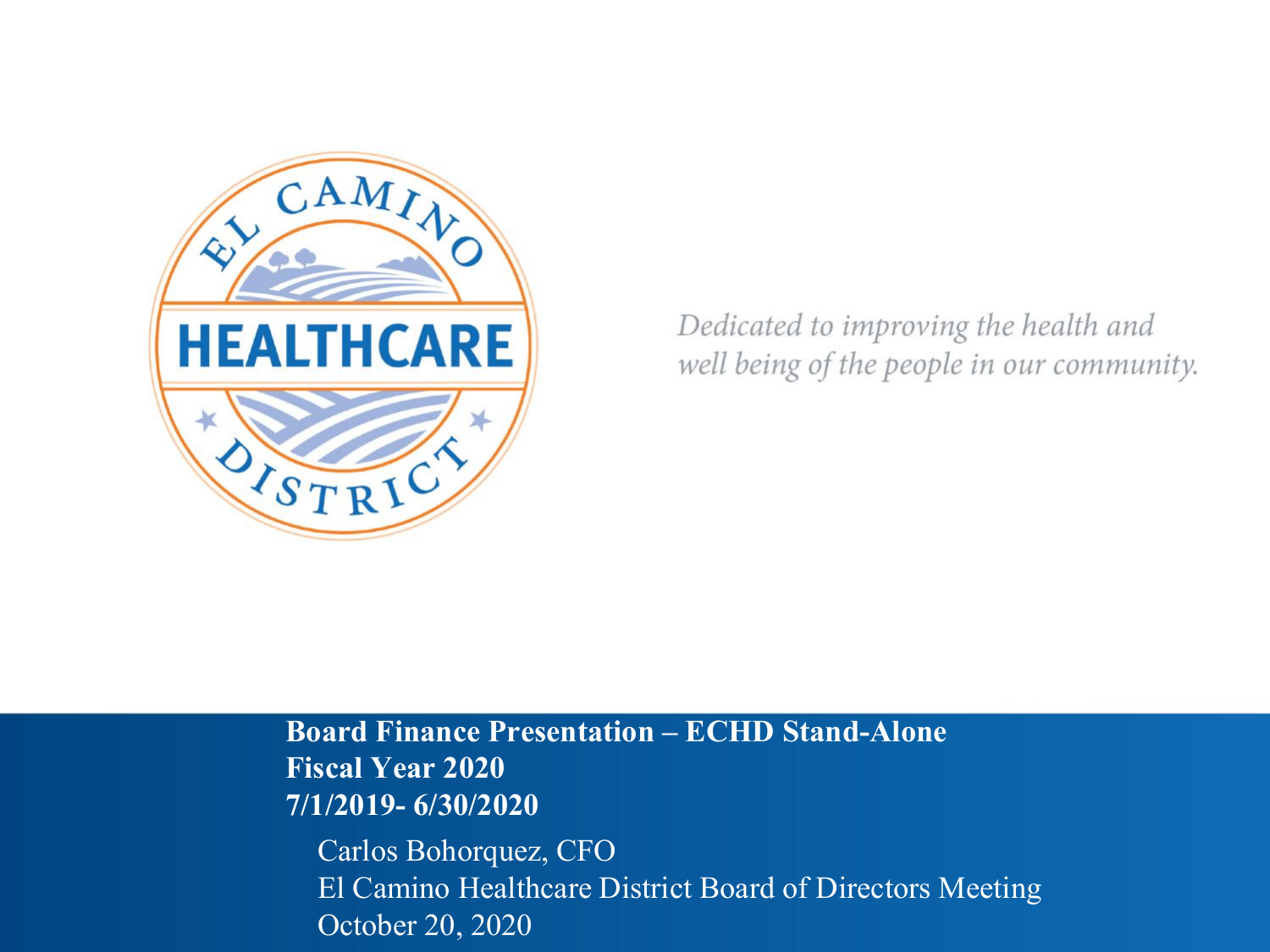EL CAMINO HEALTHCARE DISTRICT

*Dedicated to improving the health and well being of the people in our community.*

**Board Finance Presentation – ECHD Stand-Alone**
**Fiscal Year 2020**
**7/1/2019- 6/30/2020**

Carlos Bohorquez, CFO
El Camino Healthcare District Board of Directors Meeting
October 20, 2020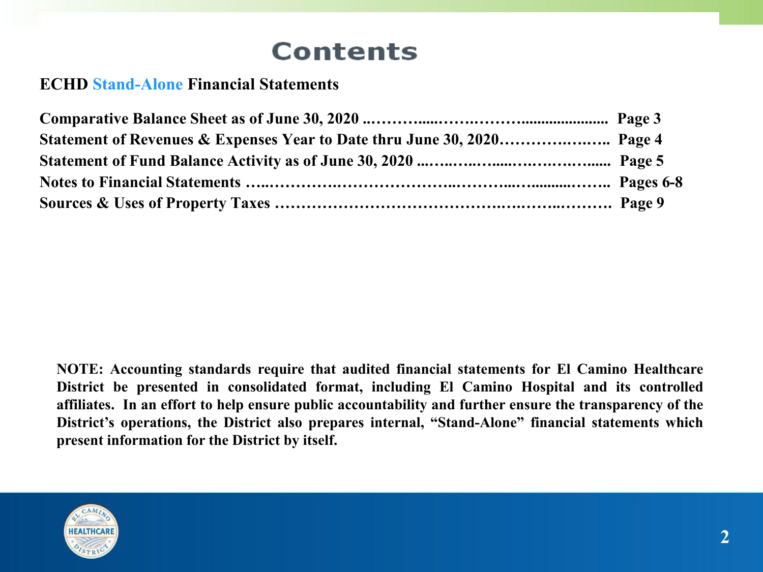# Contents

## ECHD Stand-Alone Financial Statements

**Comparative Balance Sheet as of June 30, 2020 ..………......…….……….................... Page 3**
**Statement of Revenues & Expenses Year to Date thru June 30, 2020…………….….….. Page 4**
**Statement of Fund Balance Activity as of June 30, 2020 ...…..…...…......….….….…...... Page 5**
**Notes to Financial Statements …...……………….……………………..………...….........…….. Pages 6-8**
**Sources & Uses of Property Taxes ……………………………………….….……..………. Page 9**

**NOTE: Accounting standards require that audited financial statements for El Camino Healthcare District be presented in consolidated format, including El Camino Hospital and its controlled affiliates. In an effort to help ensure public accountability and further ensure the transparency of the District's operations, the District also prepares internal, "Stand-Alone" financial statements which present information for the District by itself.**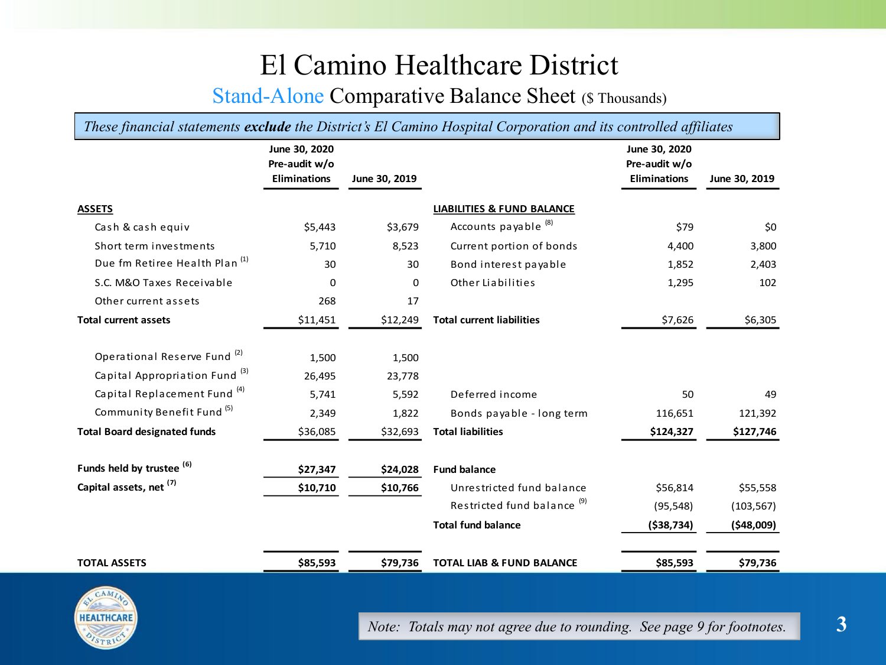# El Camino Healthcare District

## Stand-Alone Comparative Balance Sheet ($ Thousands)

*These financial statements* ***exclude*** *the District's El Camino Hospital Corporation and its controlled affiliates*

| | June 30, 2020 Pre-audit w/o Eliminations | June 30, 2019 | | June 30, 2020 Pre-audit w/o Eliminations | June 30, 2019 |
|---|---|---|---|---|---|
| **ASSETS** | | | **LIABILITIES & FUND BALANCE** | | |
| Cash & cash equiv | $5,443 | $3,679 | Accounts payable [8] | $79 | $0 |
| Short term investments | 5,710 | 8,523 | Current portion of bonds | 4,400 | 3,800 |
| Due fm Retiree Health Plan [1] | 30 | 30 | Bond interest payable | 1,852 | 2,403 |
| S.C. M&O Taxes Receivable | 0 | 0 | Other Liabilities | 1,295 | 102 |
| Other current assets | 268 | 17 | | | |
| **Total current assets** | $11,451 | $12,249 | **Total current liabilities** | $7,626 | $6,305 |
| | | | | | |
| Operational Reserve Fund [2] | 1,500 | 1,500 | | | |
| Capital Appropriation Fund [3] | 26,495 | 23,778 | | | |
| Capital Replacement Fund [4] | 5,741 | 5,592 | Deferred income | 50 | 49 |
| Community Benefit Fund [5] | 2,349 | 1,822 | Bonds payable - long term | 116,651 | 121,392 |
| **Total Board designated funds** | $36,085 | $32,693 | **Total liabilities** | **$124,327** | **$127,746** |
| | | | | | |
| **Funds held by trustee [6]** | **$27,347** | **$24,028** | **Fund balance** | | |
| **Capital assets, net [7]** | **$10,710** | **$10,766** | Unrestricted fund balance | $56,814 | $55,558 |
| | | | Restricted fund balance [9] | (95,548) | (103,567) |
| | | | **Total fund balance** | **($38,734)** | **($48,009)** |
| | | | | | |
| **TOTAL ASSETS** | **$85,593** | **$79,736** | **TOTAL LIAB & FUND BALANCE** | **$85,593** | **$79,736** |

*Note: Totals may not agree due to rounding. See page 9 for footnotes.*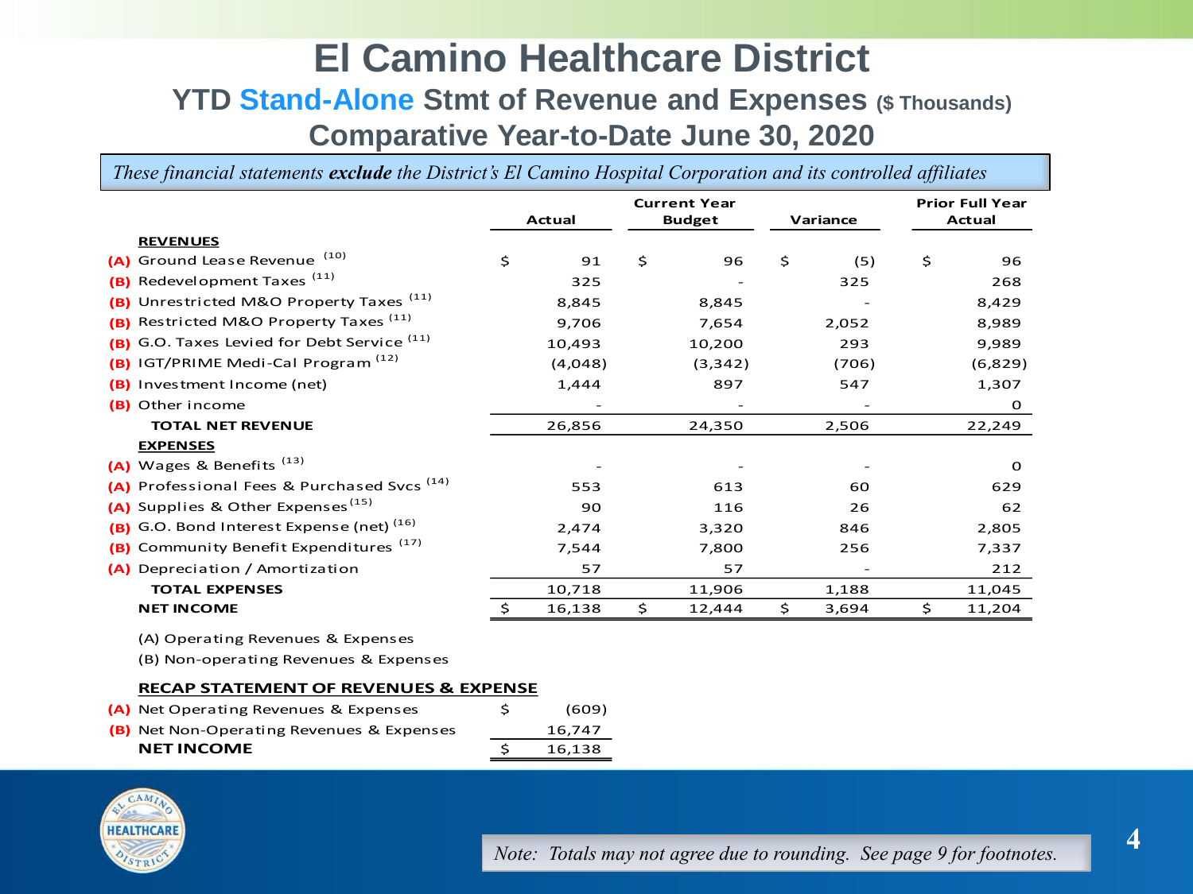# El Camino Healthcare District

## YTD Stand-Alone Stmt of Revenue and Expenses ($ Thousands)

## Comparative Year-to-Date June 30, 2020

*These financial statements **exclude** the District's El Camino Hospital Corporation and its controlled affiliates*

| | | Actual | Current Year Budget | Variance | Prior Full Year Actual |
|---|---|---|---|---|---|
| | **REVENUES** | | | | |
| (A) | Ground Lease Revenue [10] | $ 91 | $ 96 | $ (5) | $ 96 |
| (B) | Redevelopment Taxes [11] | 325 | - | 325 | 268 |
| (B) | Unrestricted M&O Property Taxes [11] | 8,845 | 8,845 | - | 8,429 |
| (B) | Restricted M&O Property Taxes [11] | 9,706 | 7,654 | 2,052 | 8,989 |
| (B) | G.O. Taxes Levied for Debt Service [11] | 10,493 | 10,200 | 293 | 9,989 |
| (B) | IGT/PRIME Medi-Cal Program [12] | (4,048) | (3,342) | (706) | (6,829) |
| (B) | Investment Income (net) | 1,444 | 897 | 547 | 1,307 |
| (B) | Other income | - | - | - | 0 |
| | **TOTAL NET REVENUE** | 26,856 | 24,350 | 2,506 | 22,249 |
| | **EXPENSES** | | | | |
| (A) | Wages & Benefits [13] | - | - | - | 0 |
| (A) | Professional Fees & Purchased Svcs [14] | 553 | 613 | 60 | 629 |
| (A) | Supplies & Other Expenses [15] | 90 | 116 | 26 | 62 |
| (B) | G.O. Bond Interest Expense (net) [16] | 2,474 | 3,320 | 846 | 2,805 |
| (B) | Community Benefit Expenditures [17] | 7,544 | 7,800 | 256 | 7,337 |
| (A) | Depreciation / Amortization | 57 | 57 | - | 212 |
| | **TOTAL EXPENSES** | 10,718 | 11,906 | 1,188 | 11,045 |
| | **NET INCOME** | $ 16,138 | $ 12,444 | $ 3,694 | $ 11,204 |

(A) Operating Revenues & Expenses

(B) Non-operating Revenues & Expenses

**RECAP STATEMENT OF REVENUES & EXPENSE**

| | | |
|---|---|---|
| (A) | Net Operating Revenues & Expenses | $ (609) |
| (B) | Net Non-Operating Revenues & Expenses | 16,747 |
| | **NET INCOME** | $ 16,138 |

*Note: Totals may not agree due to rounding. See page 9 for footnotes.*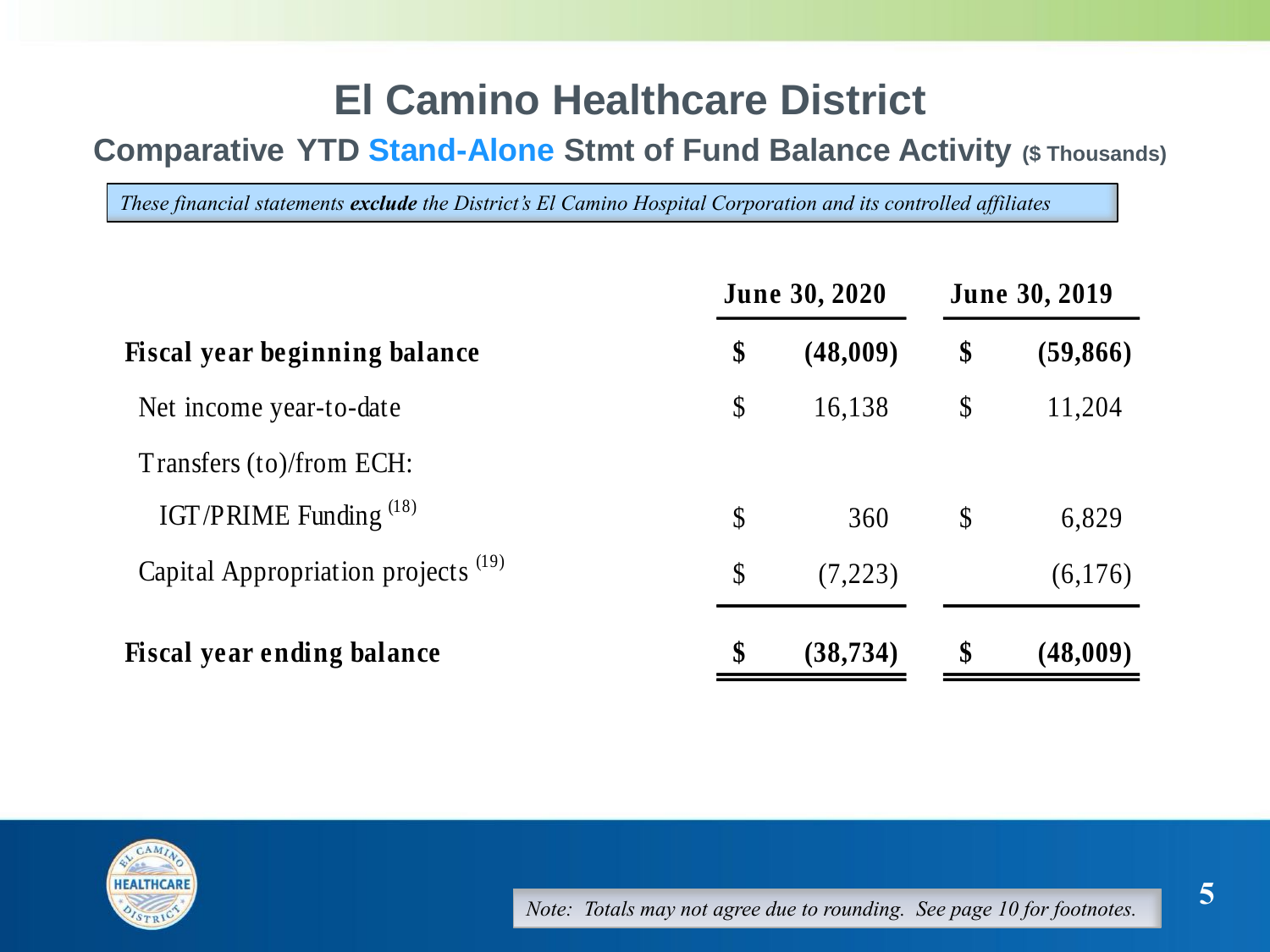# El Camino Healthcare District

## Comparative YTD Stand-Alone Stmt of Fund Balance Activity ($ Thousands)

*These financial statements **exclude** the District's El Camino Hospital Corporation and its controlled affiliates*

| | | June 30, 2020 | | June 30, 2019 |
|---|---|---|---|---|
| **Fiscal year beginning balance** | **$** | **(48,009)** | **$** | **(59,866)** |
| Net income year-to-date | $ | 16,138 | $ | 11,204 |
| Transfers (to)/from ECH: | | | | |
| IGT/PRIME Funding [18] | $ | 360 | $ | 6,829 |
| Capital Appropriation projects [19] | $ | (7,223) | | (6,176) |
| **Fiscal year ending balance** | **$** | **(38,734)** | **$** | **(48,009)** |

*Note: Totals may not agree due to rounding. See page 10 for footnotes.*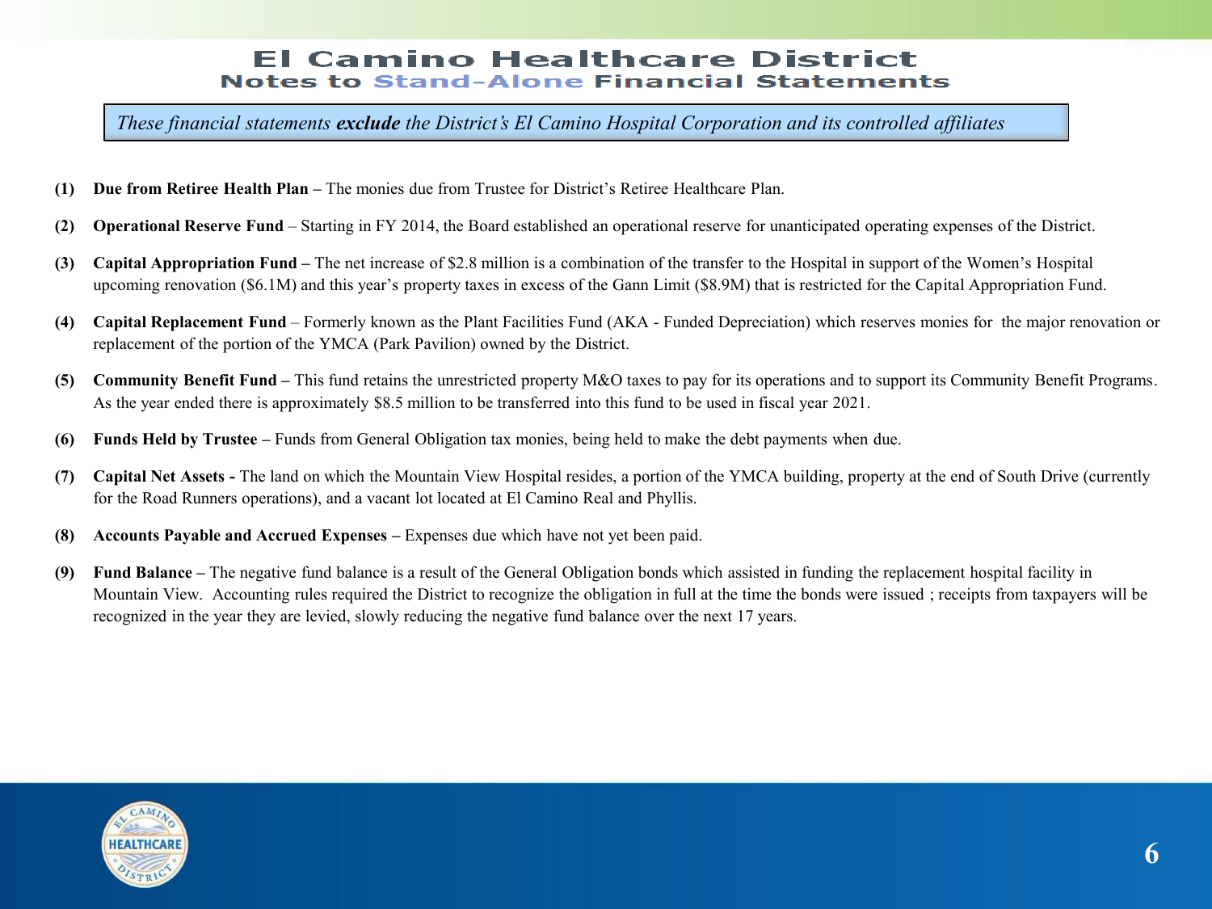# El Camino Healthcare District

## Notes to Stand-Alone Financial Statements

*These financial statements **exclude** the District's El Camino Hospital Corporation and its controlled affiliates*

**(1) Due from Retiree Health Plan –** The monies due from Trustee for District's Retiree Healthcare Plan.

**(2) Operational Reserve Fund** – Starting in FY 2014, the Board established an operational reserve for unanticipated operating expenses of the District.

**(3) Capital Appropriation Fund –** The net increase of $2.8 million is a combination of the transfer to the Hospital in support of the Women's Hospital upcoming renovation ($6.1M) and this year's property taxes in excess of the Gann Limit ($8.9M) that is restricted for the Capital Appropriation Fund.

**(4) Capital Replacement Fund** – Formerly known as the Plant Facilities Fund (AKA - Funded Depreciation) which reserves monies for the major renovation or replacement of the portion of the YMCA (Park Pavilion) owned by the District.

**(5) Community Benefit Fund –** This fund retains the unrestricted property M&O taxes to pay for its operations and to support its Community Benefit Programs. As the year ended there is approximately $8.5 million to be transferred into this fund to be used in fiscal year 2021.

**(6) Funds Held by Trustee –** Funds from General Obligation tax monies, being held to make the debt payments when due.

**(7) Capital Net Assets -** The land on which the Mountain View Hospital resides, a portion of the YMCA building, property at the end of South Drive (currently for the Road Runners operations), and a vacant lot located at El Camino Real and Phyllis.

**(8) Accounts Payable and Accrued Expenses –** Expenses due which have not yet been paid.

**(9) Fund Balance –** The negative fund balance is a result of the General Obligation bonds which assisted in funding the replacement hospital facility in Mountain View. Accounting rules required the District to recognize the obligation in full at the time the bonds were issued ; receipts from taxpayers will be recognized in the year they are levied, slowly reducing the negative fund balance over the next 17 years.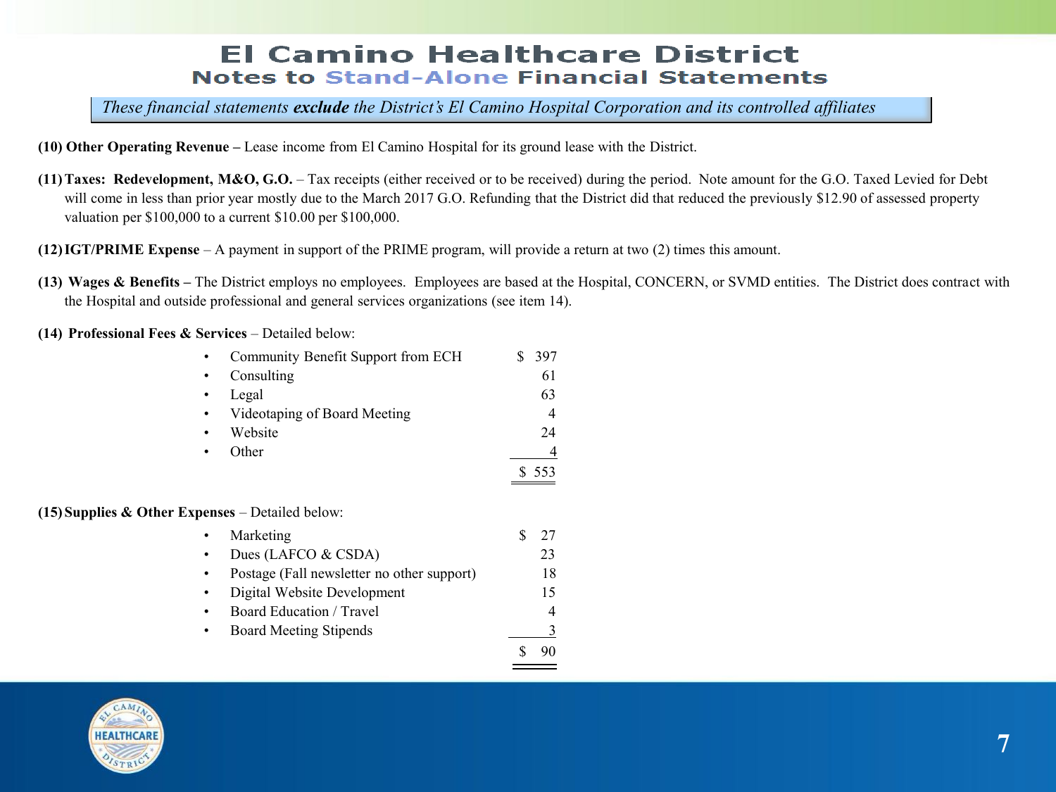# El Camino Healthcare District

## Notes to Stand-Alone Financial Statements

*These financial statements **exclude** the District's El Camino Hospital Corporation and its controlled affiliates*

**(10) Other Operating Revenue –** Lease income from El Camino Hospital for its ground lease with the District.

**(11) Taxes: Redevelopment, M&O, G.O.** – Tax receipts (either received or to be received) during the period. Note amount for the G.O. Taxed Levied for Debt will come in less than prior year mostly due to the March 2017 G.O. Refunding that the District did that reduced the previously $12.90 of assessed property valuation per $100,000 to a current $10.00 per $100,000.

**(12) IGT/PRIME Expense** – A payment in support of the PRIME program, will provide a return at two (2) times this amount.

**(13) Wages & Benefits –** The District employs no employees. Employees are based at the Hospital, CONCERN, or SVMD entities. The District does contract with the Hospital and outside professional and general services organizations (see item 14).

**(14) Professional Fees & Services** – Detailed below:

| Item | Amount |
|---|---|
| Community Benefit Support from ECH | $ 397 |
| Consulting | 61 |
| Legal | 63 |
| Videotaping of Board Meeting | 4 |
| Website | 24 |
| Other | 4 |
| | $ 553 |

**(15) Supplies & Other Expenses** – Detailed below:

| Item | Amount |
|---|---|
| Marketing | $ 27 |
| Dues (LAFCO & CSDA) | 23 |
| Postage (Fall newsletter no other support) | 18 |
| Digital Website Development | 15 |
| Board Education / Travel | 4 |
| Board Meeting Stipends | 3 |
| | $ 90 |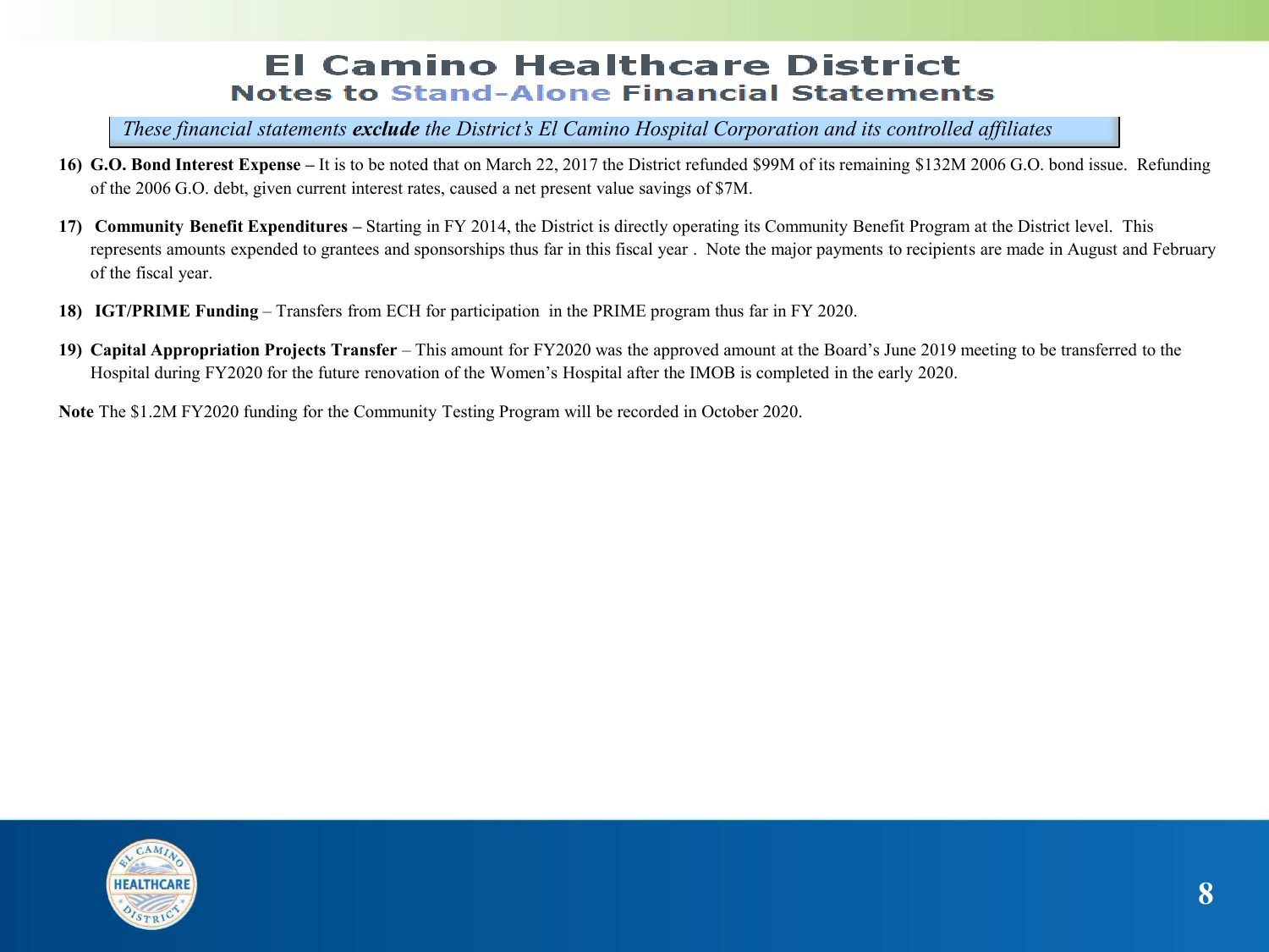# El Camino Healthcare District

## Notes to Stand-Alone Financial Statements

*These financial statements **exclude** the District's El Camino Hospital Corporation and its controlled affiliates*

16) **G.O. Bond Interest Expense –** It is to be noted that on March 22, 2017 the District refunded $99M of its remaining $132M 2006 G.O. bond issue. Refunding of the 2006 G.O. debt, given current interest rates, caused a net present value savings of $7M.

17) **Community Benefit Expenditures –** Starting in FY 2014, the District is directly operating its Community Benefit Program at the District level. This represents amounts expended to grantees and sponsorships thus far in this fiscal year . Note the major payments to recipients are made in August and February of the fiscal year.

18) **IGT/PRIME Funding** – Transfers from ECH for participation in the PRIME program thus far in FY 2020.

19) **Capital Appropriation Projects Transfer** – This amount for FY2020 was the approved amount at the Board's June 2019 meeting to be transferred to the Hospital during FY2020 for the future renovation of the Women's Hospital after the IMOB is completed in the early 2020.

**Note** The $1.2M FY2020 funding for the Community Testing Program will be recorded in October 2020.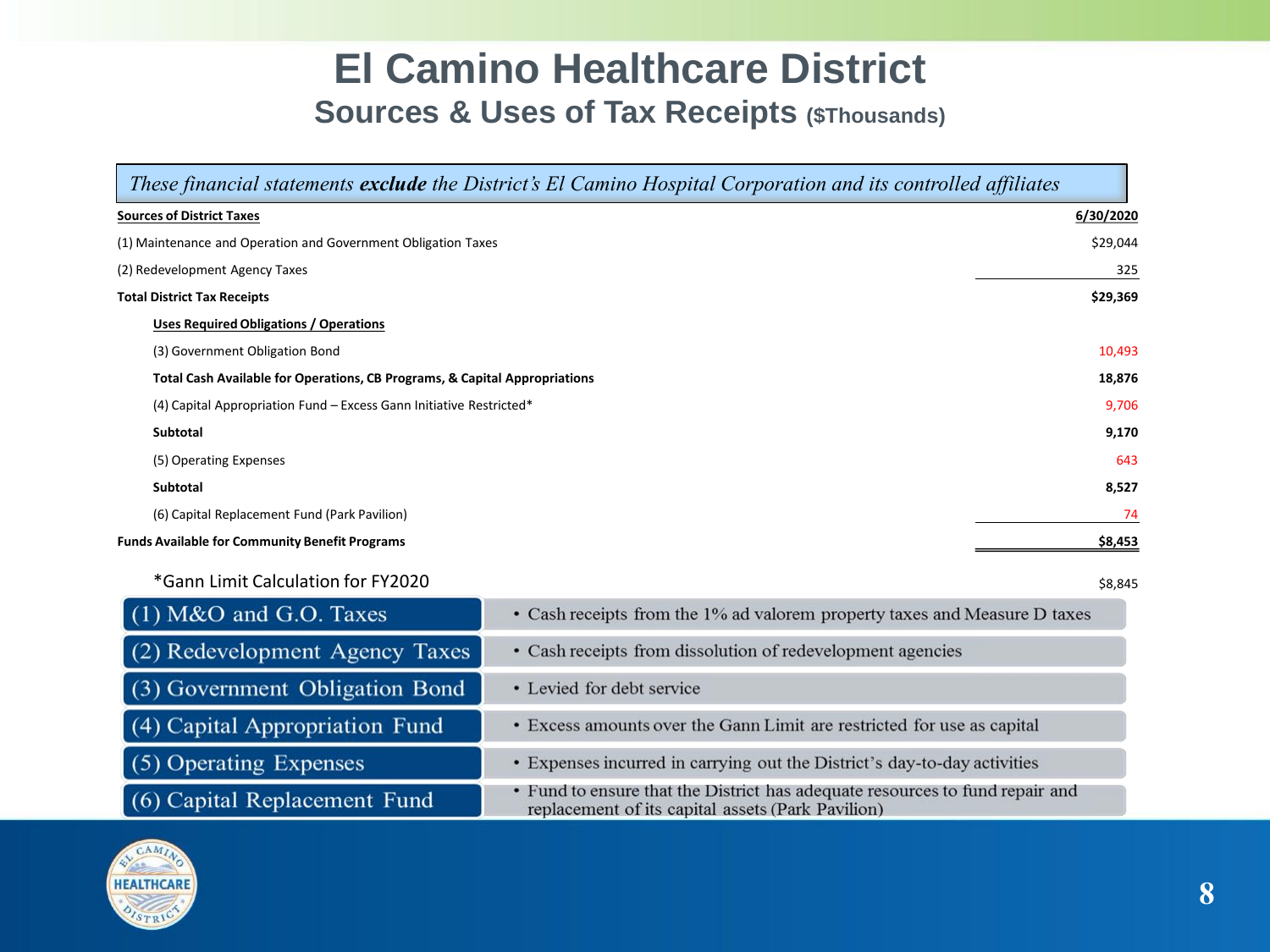# El Camino Healthcare District

## Sources & Uses of Tax Receipts ($Thousands)

*These financial statements **exclude** the District's El Camino Hospital Corporation and its controlled affiliates*

| Sources of District Taxes | 6/30/2020 |
|---|---|
| (1) Maintenance and Operation and Government Obligation Taxes | $29,044 |
| (2) Redevelopment Agency Taxes | 325 |
| **Total District Tax Receipts** | **$29,369** |
| Uses Required Obligations / Operations | |
| (3) Government Obligation Bond | 10,493 |
| **Total Cash Available for Operations, CB Programs, & Capital Appropriations** | **18,876** |
| (4) Capital Appropriation Fund – Excess Gann Initiative Restricted* | 9,706 |
| **Subtotal** | **9,170** |
| (5) Operating Expenses | 643 |
| **Subtotal** | **8,527** |
| (6) Capital Replacement Fund (Park Pavilion) | 74 |
| **Funds Available for Community Benefit Programs** | **$8,453** |

*Gann Limit Calculation for FY2020 — $8,845

| | |
|---|---|
| (1) M&O and G.O. Taxes | Cash receipts from the 1% ad valorem property taxes and Measure D taxes |
| (2) Redevelopment Agency Taxes | Cash receipts from dissolution of redevelopment agencies |
| (3) Government Obligation Bond | Levied for debt service |
| (4) Capital Appropriation Fund | Excess amounts over the Gann Limit are restricted for use as capital |
| (5) Operating Expenses | Expenses incurred in carrying out the District's day-to-day activities |
| (6) Capital Replacement Fund | Fund to ensure that the District has adequate resources to fund repair and replacement of its capital assets (Park Pavilion) |